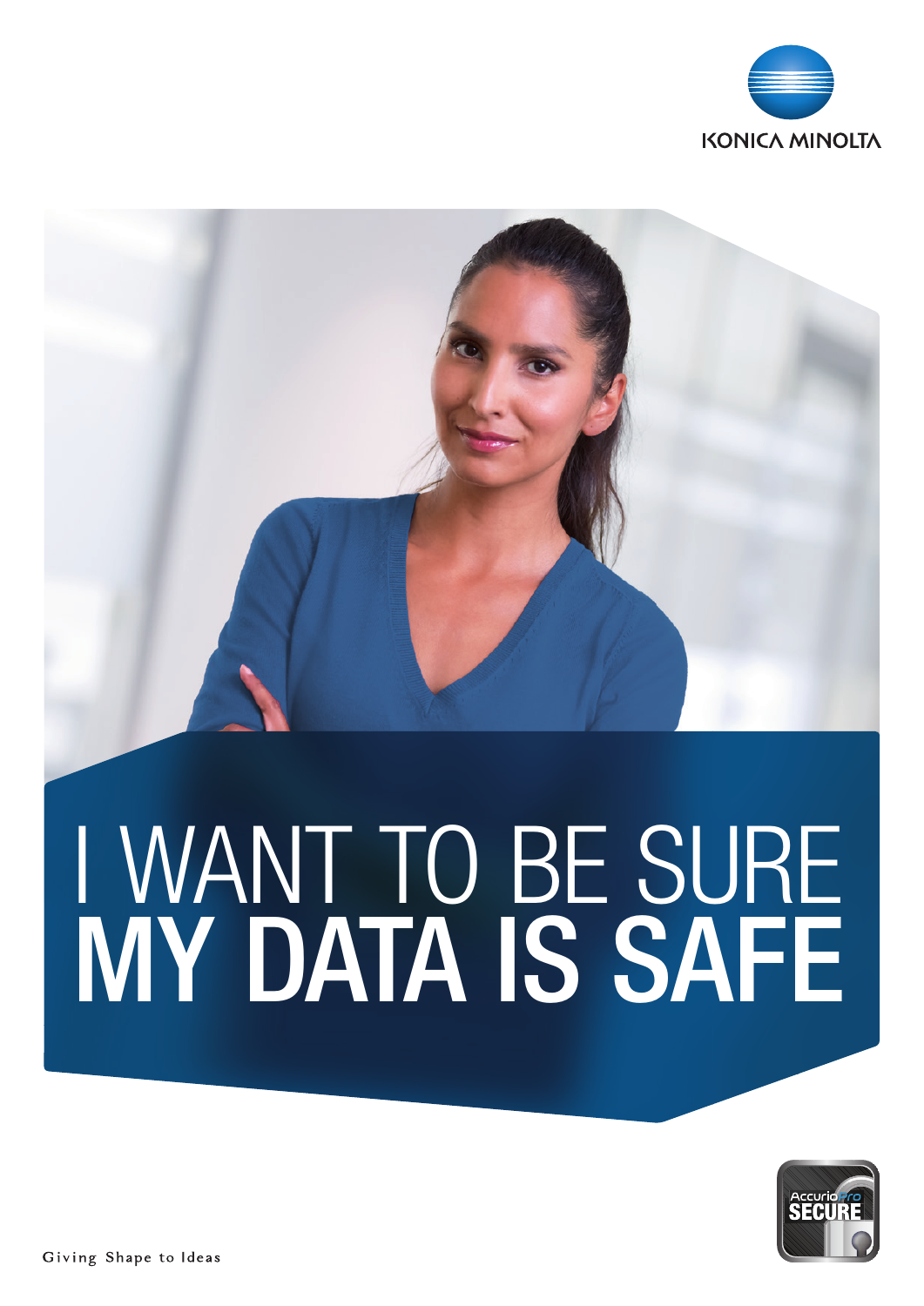KONICA MINOLTA

# I WANT TO BE SURE MY DATA IS SAFE

AccurioPro SECURE

Giving Shape to Ideas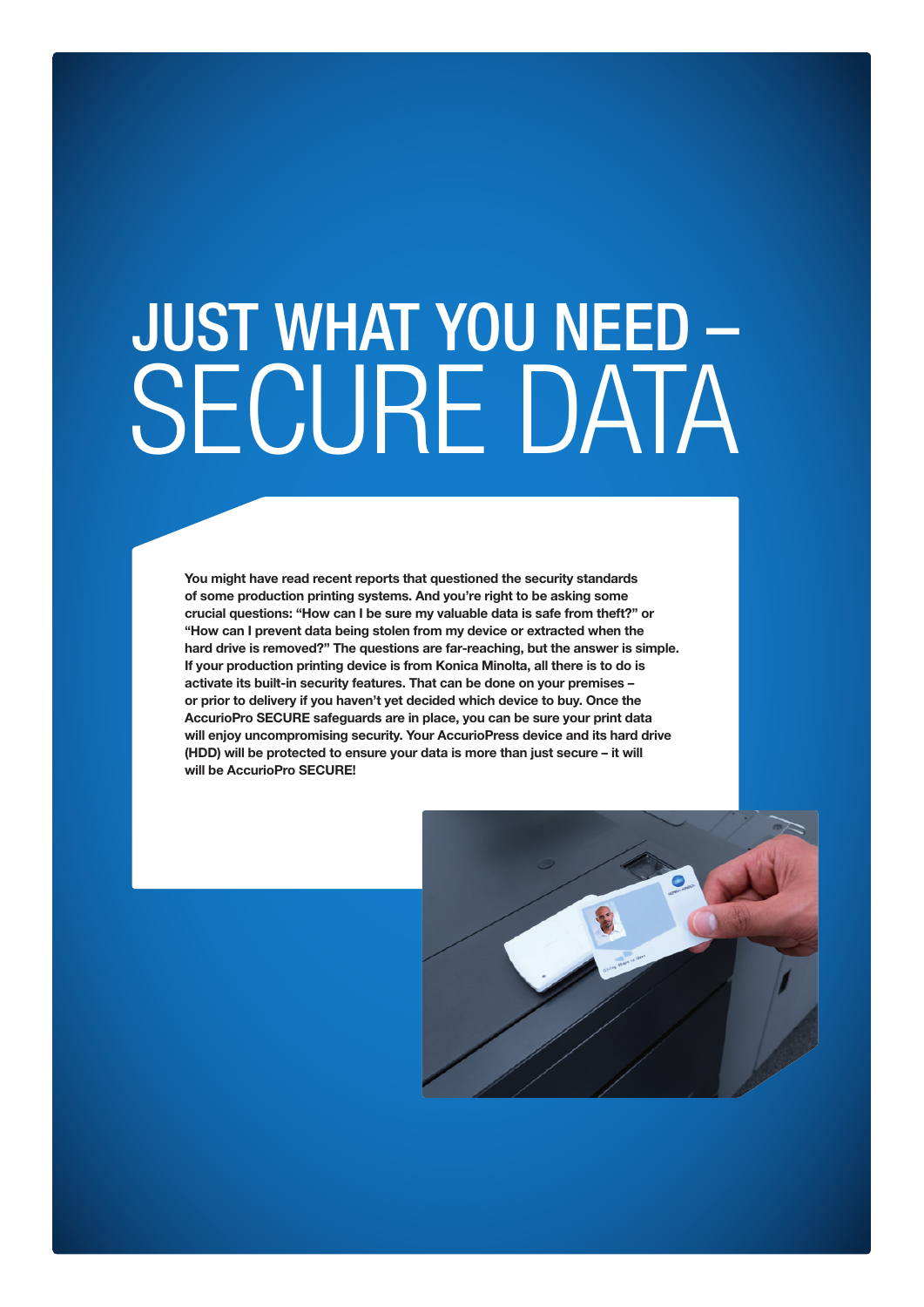# JUST WHAT YOU NEED – SECURE DATA

**You might have read recent reports that questioned the security standards of some production printing systems. And you're right to be asking some crucial questions: "How can I be sure my valuable data is safe from theft?" or "How can I prevent data being stolen from my device or extracted when the hard drive is removed?" The questions are far-reaching, but the answer is simple. If your production printing device is from Konica Minolta, all there is to do is activate its built-in security features. That can be done on your premises – or prior to delivery if you haven't yet decided which device to buy. Once the AccurioPro SECURE safeguards are in place, you can be sure your print data will enjoy uncompromising security. Your AccurioPress device and its hard drive (HDD) will be protected to ensure your data is more than just secure – it will will be AccurioPro SECURE!**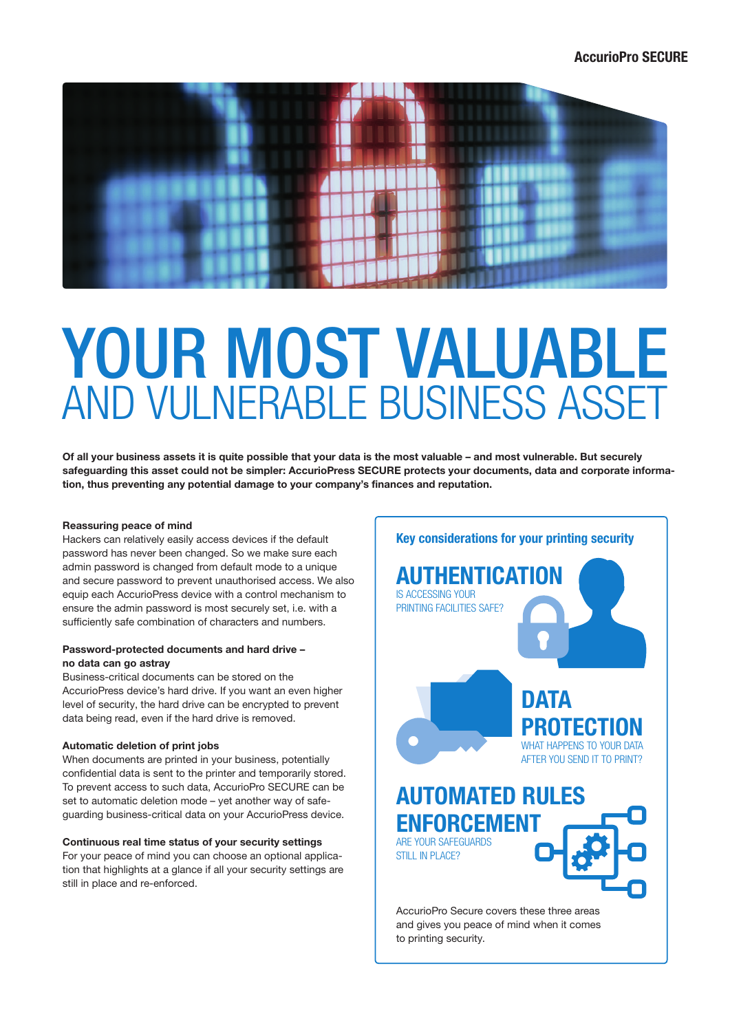# YOUR MOST VALUABLE AND VULNERABLE BUSINESS ASSET

**Of all your business assets it is quite possible that your data is the most valuable – and most vulnerable. But securely safeguarding this asset could not be simpler: AccurioPress SECURE protects your documents, data and corporate information, thus preventing any potential damage to your company's finances and reputation.**

**Reassuring peace of mind**
Hackers can relatively easily access devices if the default password has never been changed. So we make sure each admin password is changed from default mode to a unique and secure password to prevent unauthorised access. We also equip each AccurioPress device with a control mechanism to ensure the admin password is most securely set, i.e. with a sufficiently safe combination of characters and numbers.

**Password-protected documents and hard drive – no data can go astray**
Business-critical documents can be stored on the AccurioPress device's hard drive. If you want an even higher level of security, the hard drive can be encrypted to prevent data being read, even if the hard drive is removed.

**Automatic deletion of print jobs**
When documents are printed in your business, potentially confidential data is sent to the printer and temporarily stored. To prevent access to such data, AccurioPro SECURE can be set to automatic deletion mode – yet another way of safeguarding business-critical data on your AccurioPress device.

**Continuous real time status of your security settings**
For your peace of mind you can choose an optional application that highlights at a glance if all your security settings are still in place and re-enforced.

## Key considerations for your printing security

### AUTHENTICATION
IS ACCESSING YOUR PRINTING FACILITIES SAFE?

### DATA PROTECTION
WHAT HAPPENS TO YOUR DATA AFTER YOU SEND IT TO PRINT?

### AUTOMATED RULES ENFORCEMENT
ARE YOUR SAFEGUARDS STILL IN PLACE?

AccurioPro Secure covers these three areas and gives you peace of mind when it comes to printing security.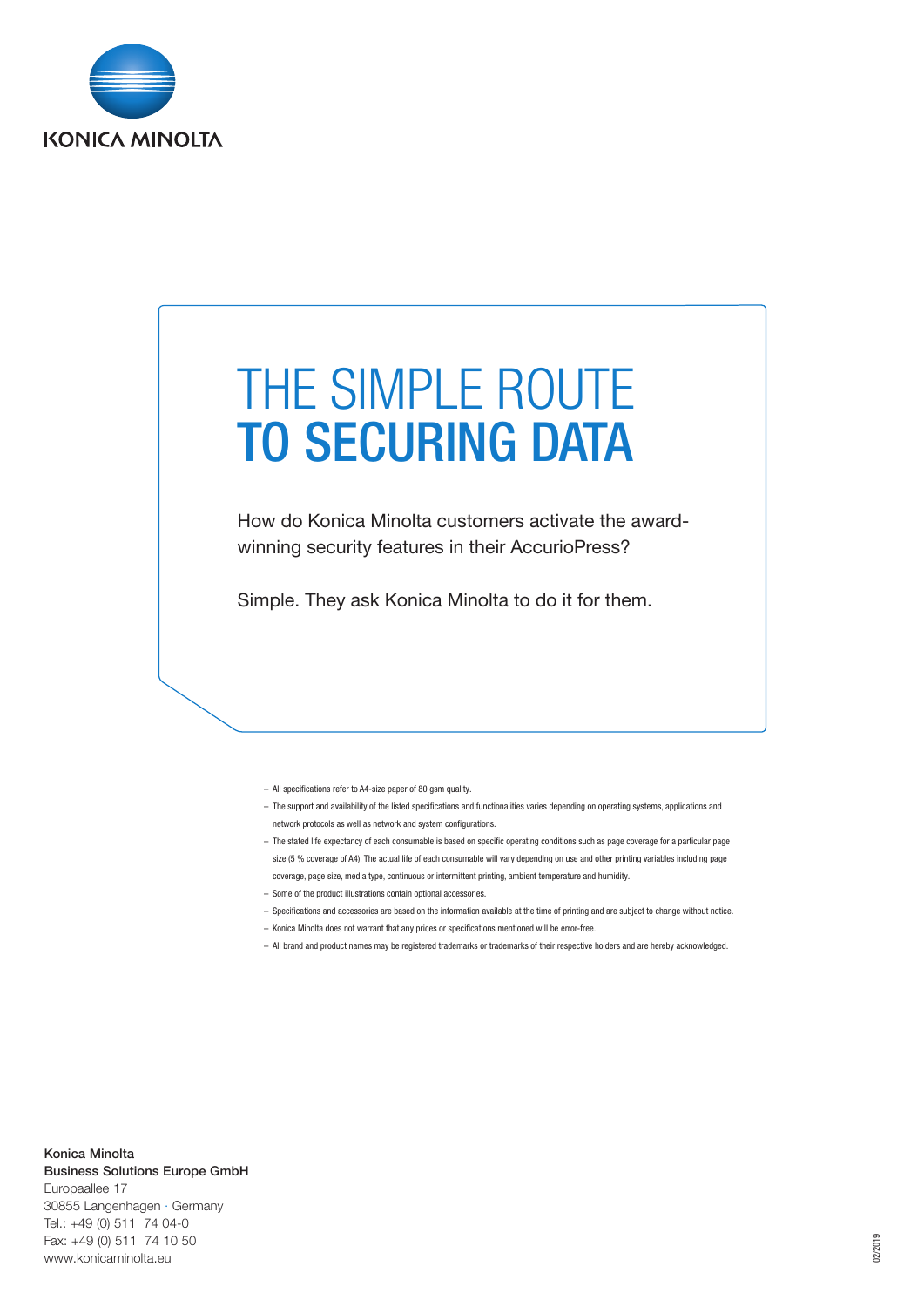# THE SIMPLE ROUTE
# TO SECURING DATA

How do Konica Minolta customers activate the award-winning security features in their AccurioPress?

Simple. They ask Konica Minolta to do it for them.

- All specifications refer to A4-size paper of 80 gsm quality.
- The support and availability of the listed specifications and functionalities varies depending on operating systems, applications and network protocols as well as network and system configurations.
- The stated life expectancy of each consumable is based on specific operating conditions such as page coverage for a particular page size (5 % coverage of A4). The actual life of each consumable will vary depending on use and other printing variables including page coverage, page size, media type, continuous or intermittent printing, ambient temperature and humidity.
- Some of the product illustrations contain optional accessories.
- Specifications and accessories are based on the information available at the time of printing and are subject to change without notice.
- Konica Minolta does not warrant that any prices or specifications mentioned will be error-free.
- All brand and product names may be registered trademarks or trademarks of their respective holders and are hereby acknowledged.

**Konica Minolta**
**Business Solutions Europe GmbH**
Europaallee 17
30855 Langenhagen · Germany
Tel.: +49 (0) 511 74 04-0
Fax: +49 (0) 511 74 10 50
www.konicaminolta.eu

02/2019